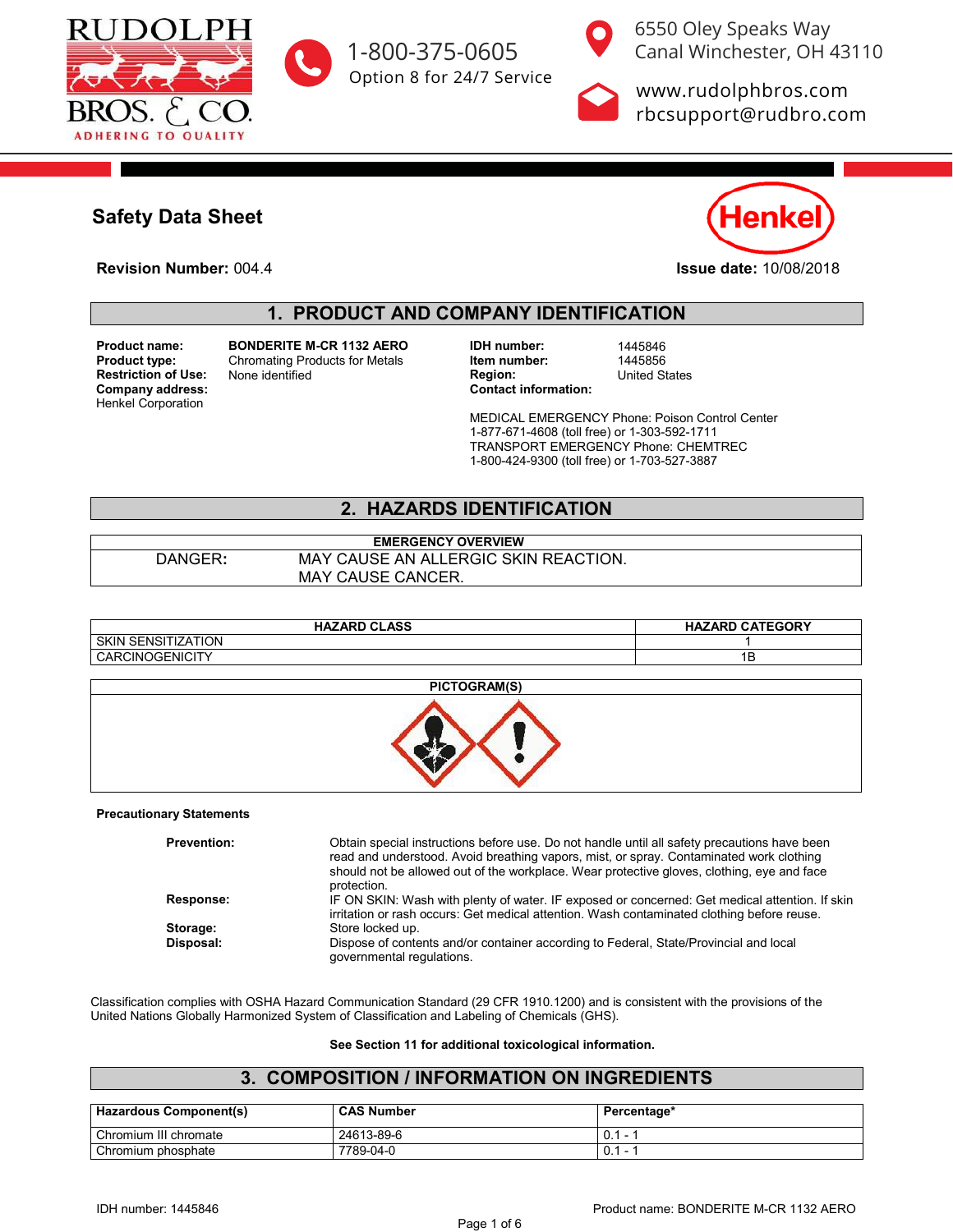RUDOLPH BROS. & CO.
ADHERING TO QUALITY

1-800-375-0605
Option 8 for 24/7 Service

6550 Oley Speaks Way
Canal Winchester, OH 43110

www.rudolphbros.com
rbcsupport@rudbro.com

# Safety Data Sheet

Henkel

**Revision Number:** 004.4 **Issue date:** 10/08/2018

## 1. PRODUCT AND COMPANY IDENTIFICATION

**Product name:** BONDERITE M-CR 1132 AERO
**Product type:** Chromating Products for Metals
**Restriction of Use:** None identified
**Company address:**
Henkel Corporation

**IDH number:** 1445846
**Item number:** 1445856
**Region:** United States
**Contact information:**

MEDICAL EMERGENCY Phone: Poison Control Center
1-877-671-4608 (toll free) or 1-303-592-1711
TRANSPORT EMERGENCY Phone: CHEMTREC
1-800-424-9300 (toll free) or 1-703-527-3887

## 2. HAZARDS IDENTIFICATION

| EMERGENCY OVERVIEW | |
|---|---|
| DANGER: | MAY CAUSE AN ALLERGIC SKIN REACTION.<br>MAY CAUSE CANCER. |

| HAZARD CLASS | HAZARD CATEGORY |
|---|---|
| SKIN SENSITIZATION | 1 |
| CARCINOGENICITY | 1B |

**PICTOGRAM(S)**

**Precautionary Statements**

**Prevention:** Obtain special instructions before use. Do not handle until all safety precautions have been read and understood. Avoid breathing vapors, mist, or spray. Contaminated work clothing should not be allowed out of the workplace. Wear protective gloves, clothing, eye and face protection.

**Response:** IF ON SKIN: Wash with plenty of water. IF exposed or concerned: Get medical attention. If skin irritation or rash occurs: Get medical attention. Wash contaminated clothing before reuse.

**Storage:** Store locked up.

**Disposal:** Dispose of contents and/or container according to Federal, State/Provincial and local governmental regulations.

Classification complies with OSHA Hazard Communication Standard (29 CFR 1910.1200) and is consistent with the provisions of the United Nations Globally Harmonized System of Classification and Labeling of Chemicals (GHS).

**See Section 11 for additional toxicological information.**

## 3. COMPOSITION / INFORMATION ON INGREDIENTS

| Hazardous Component(s) | CAS Number | Percentage* |
|---|---|---|
| Chromium III chromate | 24613-89-6 | 0.1 - 1 |
| Chromium phosphate | 7789-04-0 | 0.1 - 1 |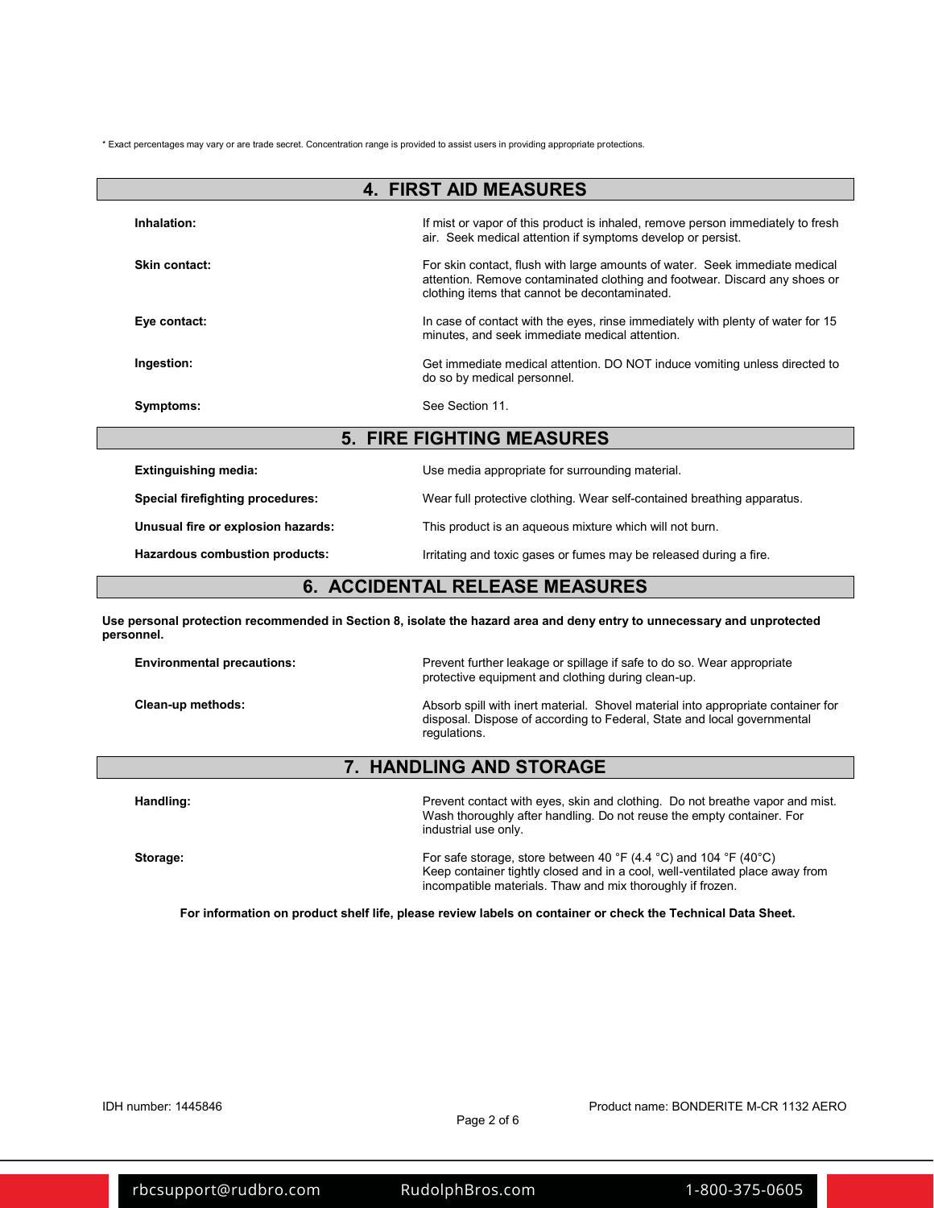* Exact percentages may vary or are trade secret. Concentration range is provided to assist users in providing appropriate protections.

## 4. FIRST AID MEASURES

**Inhalation:** If mist or vapor of this product is inhaled, remove person immediately to fresh air. Seek medical attention if symptoms develop or persist.

**Skin contact:** For skin contact, flush with large amounts of water. Seek immediate medical attention. Remove contaminated clothing and footwear. Discard any shoes or clothing items that cannot be decontaminated.

**Eye contact:** In case of contact with the eyes, rinse immediately with plenty of water for 15 minutes, and seek immediate medical attention.

**Ingestion:** Get immediate medical attention. DO NOT induce vomiting unless directed to do so by medical personnel.

**Symptoms:** See Section 11.

## 5. FIRE FIGHTING MEASURES

**Extinguishing media:** Use media appropriate for surrounding material.

**Special firefighting procedures:** Wear full protective clothing. Wear self-contained breathing apparatus.

**Unusual fire or explosion hazards:** This product is an aqueous mixture which will not burn.

**Hazardous combustion products:** Irritating and toxic gases or fumes may be released during a fire.

## 6. ACCIDENTAL RELEASE MEASURES

**Use personal protection recommended in Section 8, isolate the hazard area and deny entry to unnecessary and unprotected personnel.**

**Environmental precautions:** Prevent further leakage or spillage if safe to do so. Wear appropriate protective equipment and clothing during clean-up.

**Clean-up methods:** Absorb spill with inert material. Shovel material into appropriate container for disposal. Dispose of according to Federal, State and local governmental regulations.

## 7. HANDLING AND STORAGE

**Handling:** Prevent contact with eyes, skin and clothing. Do not breathe vapor and mist. Wash thoroughly after handling. Do not reuse the empty container. For industrial use only.

**Storage:** For safe storage, store between 40 °F (4.4 °C) and 104 °F (40°C)
Keep container tightly closed and in a cool, well-ventilated place away from incompatible materials. Thaw and mix thoroughly if frozen.

**For information on product shelf life, please review labels on container or check the Technical Data Sheet.**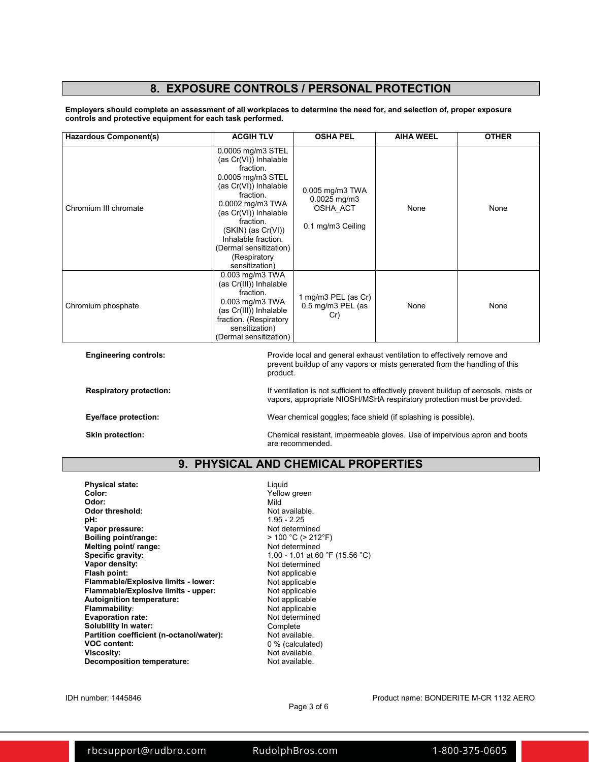## 8. EXPOSURE CONTROLS / PERSONAL PROTECTION

**Employers should complete an assessment of all workplaces to determine the need for, and selection of, proper exposure controls and protective equipment for each task performed.**

| Hazardous Component(s) | ACGIH TLV | OSHA PEL | AIHA WEEL | OTHER |
|---|---|---|---|---|
| Chromium III chromate | 0.0005 mg/m3 STEL (as Cr(VI)) Inhalable fraction.<br>0.0005 mg/m3 STEL (as Cr(VI)) Inhalable fraction.<br>0.0002 mg/m3 TWA (as Cr(VI)) Inhalable fraction.<br>(SKIN) (as Cr(VI)) Inhalable fraction.<br>(Dermal sensitization)<br>(Respiratory sensitization) | 0.005 mg/m3 TWA<br>0.0025 mg/m3 OSHA_ACT<br><br>0.1 mg/m3 Ceiling | None | None |
| Chromium phosphate | 0.003 mg/m3 TWA (as Cr(III)) Inhalable fraction.<br>0.003 mg/m3 TWA (as Cr(III)) Inhalable fraction. (Respiratory sensitization)<br>(Dermal sensitization) | 1 mg/m3 PEL (as Cr)<br>0.5 mg/m3 PEL (as Cr) | None | None |

**Engineering controls:** Provide local and general exhaust ventilation to effectively remove and prevent buildup of any vapors or mists generated from the handling of this product.

**Respiratory protection:** If ventilation is not sufficient to effectively prevent buildup of aerosols, mists or vapors, appropriate NIOSH/MSHA respiratory protection must be provided.

**Eye/face protection:** Wear chemical goggles; face shield (if splashing is possible).

**Skin protection:** Chemical resistant, impermeable gloves. Use of impervious apron and boots are recommended.

## 9. PHYSICAL AND CHEMICAL PROPERTIES

**Physical state:** Liquid
**Color:** Yellow green
**Odor:** Mild
**Odor threshold:** Not available.
**pH:** 1.95 - 2.25
**Vapor pressure:** Not determined
**Boiling point/range:** > 100 °C (> 212°F)
**Melting point/ range:** Not determined
**Specific gravity:** 1.00 - 1.01 at 60 °F (15.56 °C)
**Vapor density:** Not determined
**Flash point:** Not applicable
**Flammable/Explosive limits - lower:** Not applicable
**Flammable/Explosive limits - upper:** Not applicable
**Autoignition temperature:** Not applicable
**Flammability:** Not applicable
**Evaporation rate:** Not determined
**Solubility in water:** Complete
**Partition coefficient (n-octanol/water):** Not available.
**VOC content:** 0 % (calculated)
**Viscosity:** Not available.
**Decomposition temperature:** Not available.

IDH number: 1445846 Product name: BONDERITE M-CR 1132 AERO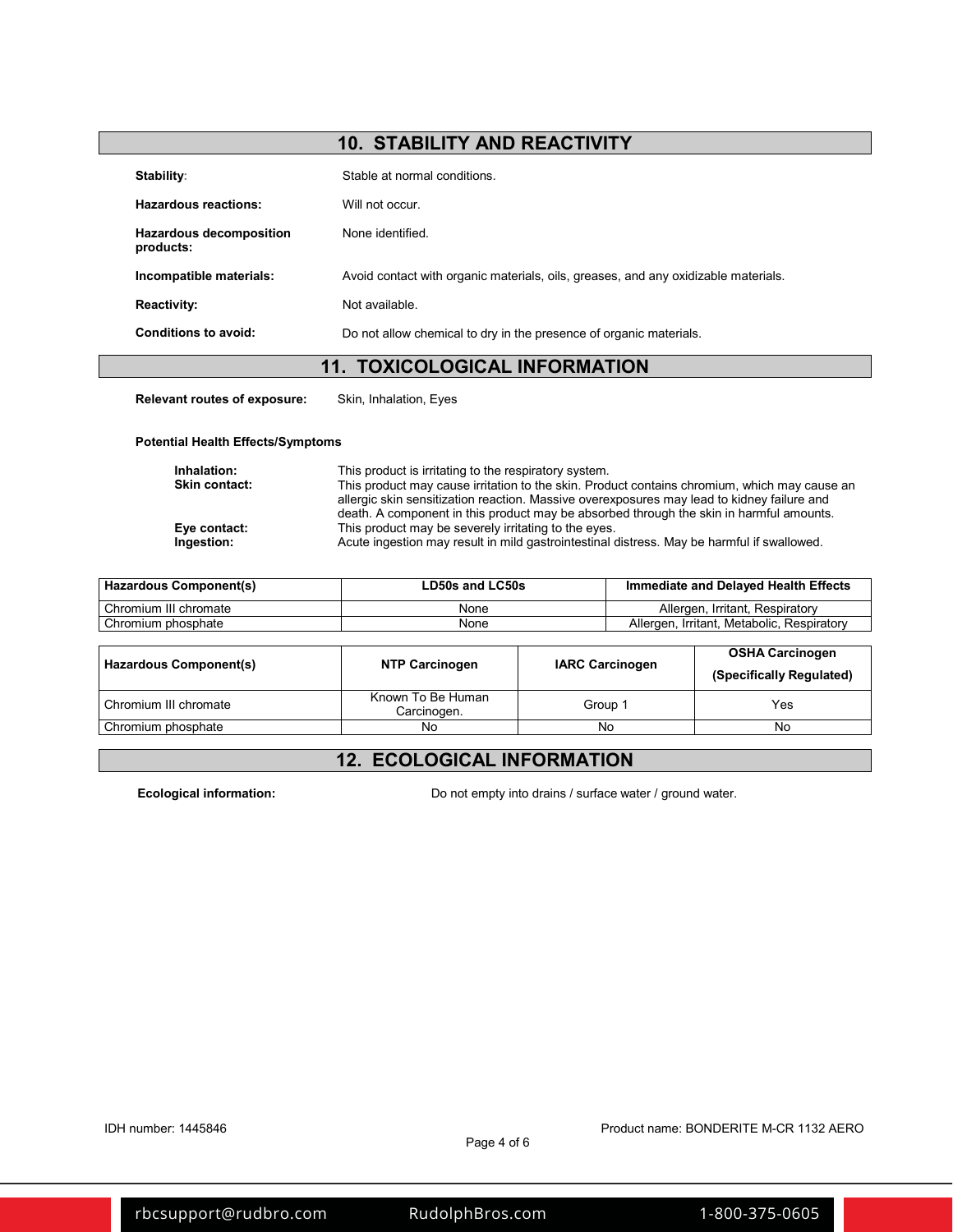## 10. STABILITY AND REACTIVITY

**Stability**: Stable at normal conditions.

**Hazardous reactions:** Will not occur.

**Hazardous decomposition products:** None identified.

**Incompatible materials:** Avoid contact with organic materials, oils, greases, and any oxidizable materials.

**Reactivity:** Not available.

**Conditions to avoid:** Do not allow chemical to dry in the presence of organic materials.

## 11. TOXICOLOGICAL INFORMATION

**Relevant routes of exposure:** Skin, Inhalation, Eyes

**Potential Health Effects/Symptoms**

**Inhalation:** This product is irritating to the respiratory system.

**Skin contact:** This product may cause irritation to the skin. Product contains chromium, which may cause an allergic skin sensitization reaction. Massive overexposures may lead to kidney failure and death. A component in this product may be absorbed through the skin in harmful amounts.

**Eye contact:** This product may be severely irritating to the eyes.

**Ingestion:** Acute ingestion may result in mild gastrointestinal distress. May be harmful if swallowed.

| Hazardous Component(s) | LD50s and LC50s | Immediate and Delayed Health Effects |
|---|---|---|
| Chromium III chromate | None | Allergen, Irritant, Respiratory |
| Chromium phosphate | None | Allergen, Irritant, Metabolic, Respiratory |

| Hazardous Component(s) | NTP Carcinogen | IARC Carcinogen | OSHA Carcinogen (Specifically Regulated) |
|---|---|---|---|
| Chromium III chromate | Known To Be Human Carcinogen. | Group 1 | Yes |
| Chromium phosphate | No | No | No |

## 12. ECOLOGICAL INFORMATION

**Ecological information:** Do not empty into drains / surface water / ground water.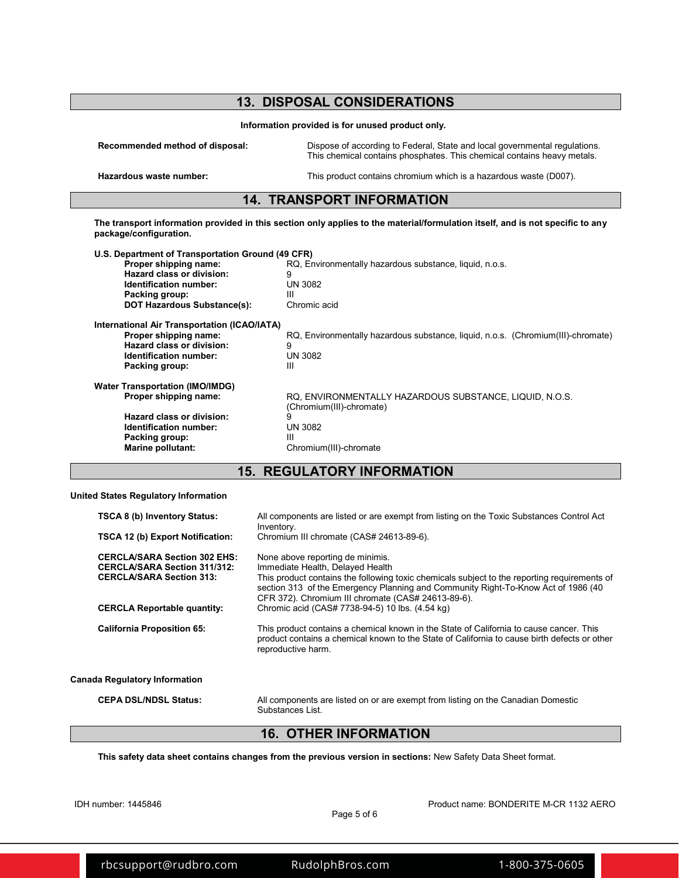## 13. DISPOSAL CONSIDERATIONS

**Information provided is for unused product only.**

**Recommended method of disposal:** Dispose of according to Federal, State and local governmental regulations. This chemical contains phosphates. This chemical contains heavy metals.

**Hazardous waste number:** This product contains chromium which is a hazardous waste (D007).

## 14. TRANSPORT INFORMATION

**The transport information provided in this section only applies to the material/formulation itself, and is not specific to any package/configuration.**

**U.S. Department of Transportation Ground (49 CFR)**

- **Proper shipping name:** RQ, Environmentally hazardous substance, liquid, n.o.s.
- **Hazard class or division:** 9
- **Identification number:** UN 3082
- **Packing group:** III
- **DOT Hazardous Substance(s):** Chromic acid

**International Air Transportation (ICAO/IATA)**

- **Proper shipping name:** RQ, Environmentally hazardous substance, liquid, n.o.s. (Chromium(III)-chromate)
- **Hazard class or division:** 9
- **Identification number:** UN 3082
- **Packing group:** III

**Water Transportation (IMO/IMDG)**

- **Proper shipping name:** RQ, ENVIRONMENTALLY HAZARDOUS SUBSTANCE, LIQUID, N.O.S. (Chromium(III)-chromate)
- **Hazard class or division:** 9
- **Identification number:** UN 3082
- **Packing group:** III
- **Marine pollutant:** Chromium(III)-chromate

## 15. REGULATORY INFORMATION

**United States Regulatory Information**

**TSCA 8 (b) Inventory Status:** All components are listed or are exempt from listing on the Toxic Substances Control Act Inventory.

**TSCA 12 (b) Export Notification:** Chromium III chromate (CAS# 24613-89-6).

**CERCLA/SARA Section 302 EHS:** None above reporting de minimis.

**CERCLA/SARA Section 311/312:** Immediate Health, Delayed Health

**CERCLA/SARA Section 313:** This product contains the following toxic chemicals subject to the reporting requirements of section 313 of the Emergency Planning and Community Right-To-Know Act of 1986 (40 CFR 372). Chromium III chromate (CAS# 24613-89-6).

**CERCLA Reportable quantity:** Chromic acid (CAS# 7738-94-5) 10 lbs. (4.54 kg)

**California Proposition 65:** This product contains a chemical known in the State of California to cause cancer. This product contains a chemical known to the State of California to cause birth defects or other reproductive harm.

**Canada Regulatory Information**

**CEPA DSL/NDSL Status:** All components are listed on or are exempt from listing on the Canadian Domestic Substances List.

## 16. OTHER INFORMATION

**This safety data sheet contains changes from the previous version in sections:** New Safety Data Sheet format.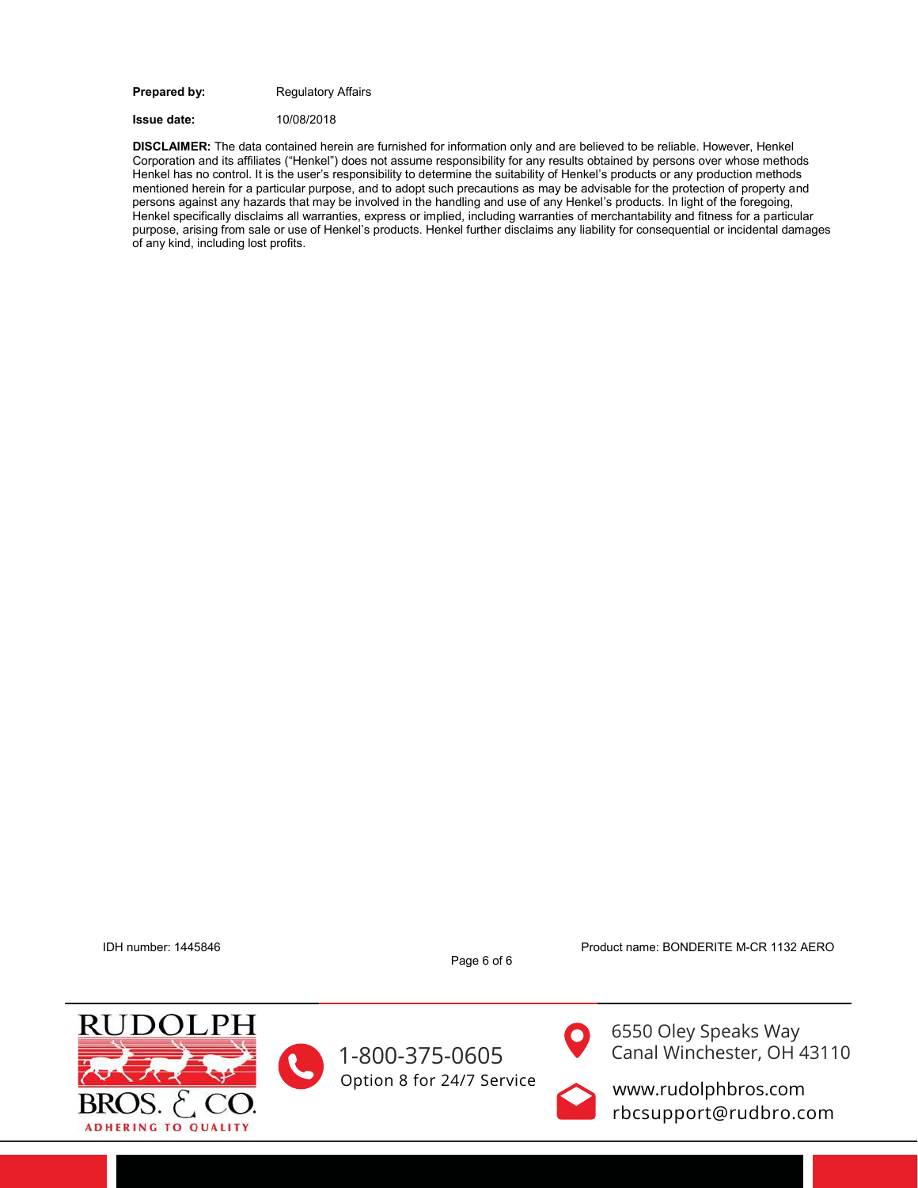**Prepared by:** Regulatory Affairs

**Issue date:** 10/08/2018

**DISCLAIMER:** The data contained herein are furnished for information only and are believed to be reliable. However, Henkel Corporation and its affiliates ("Henkel") does not assume responsibility for any results obtained by persons over whose methods Henkel has no control. It is the user's responsibility to determine the suitability of Henkel's products or any production methods mentioned herein for a particular purpose, and to adopt such precautions as may be advisable for the protection of property and persons against any hazards that may be involved in the handling and use of any Henkel's products. In light of the foregoing, Henkel specifically disclaims all warranties, express or implied, including warranties of merchantability and fitness for a particular purpose, arising from sale or use of Henkel's products. Henkel further disclaims any liability for consequential or incidental damages of any kind, including lost profits.